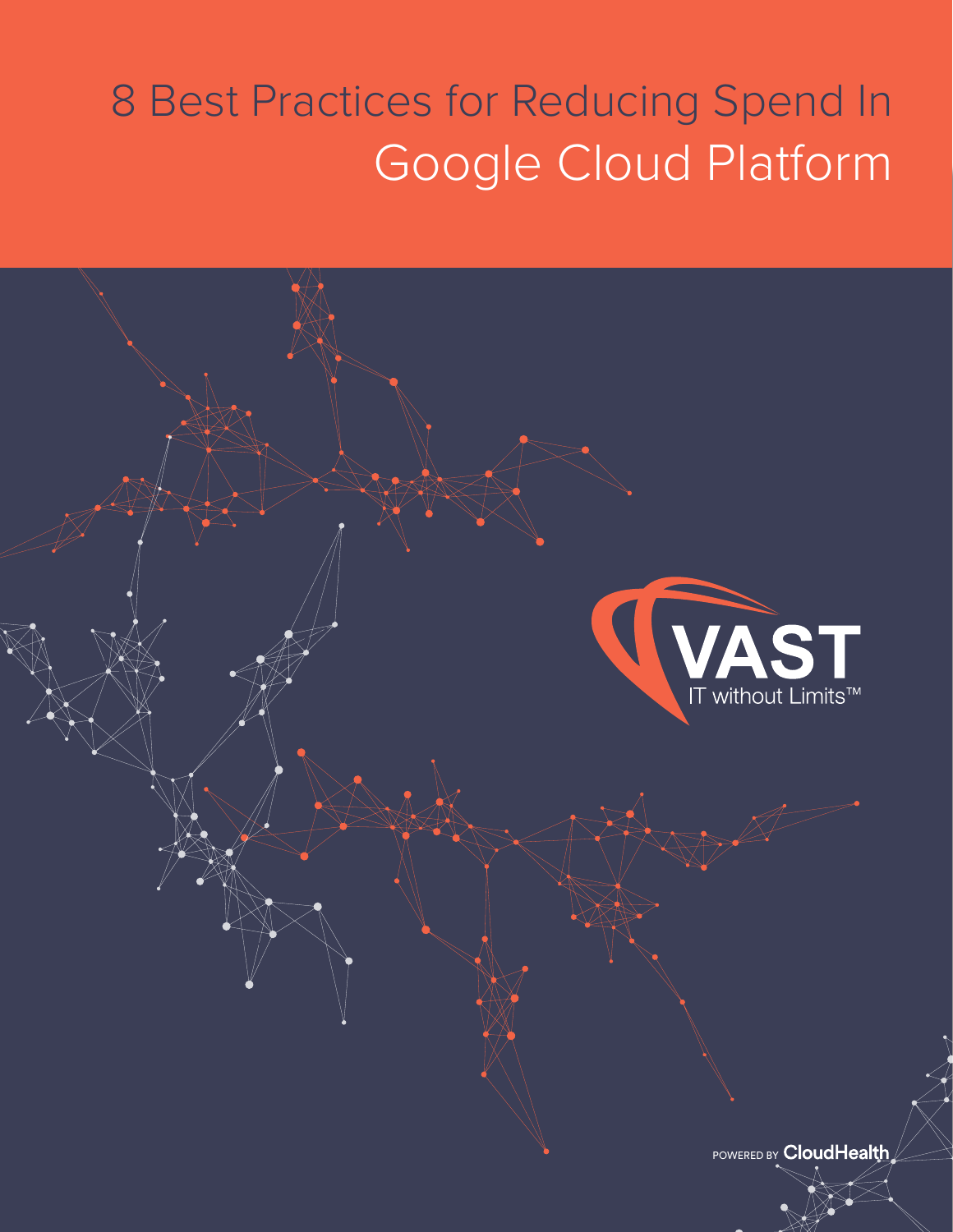# 8 Best Practices for Reducing Spend In Google Cloud Platform

VAST

IT without Limits™

POWERED BY CloudHealth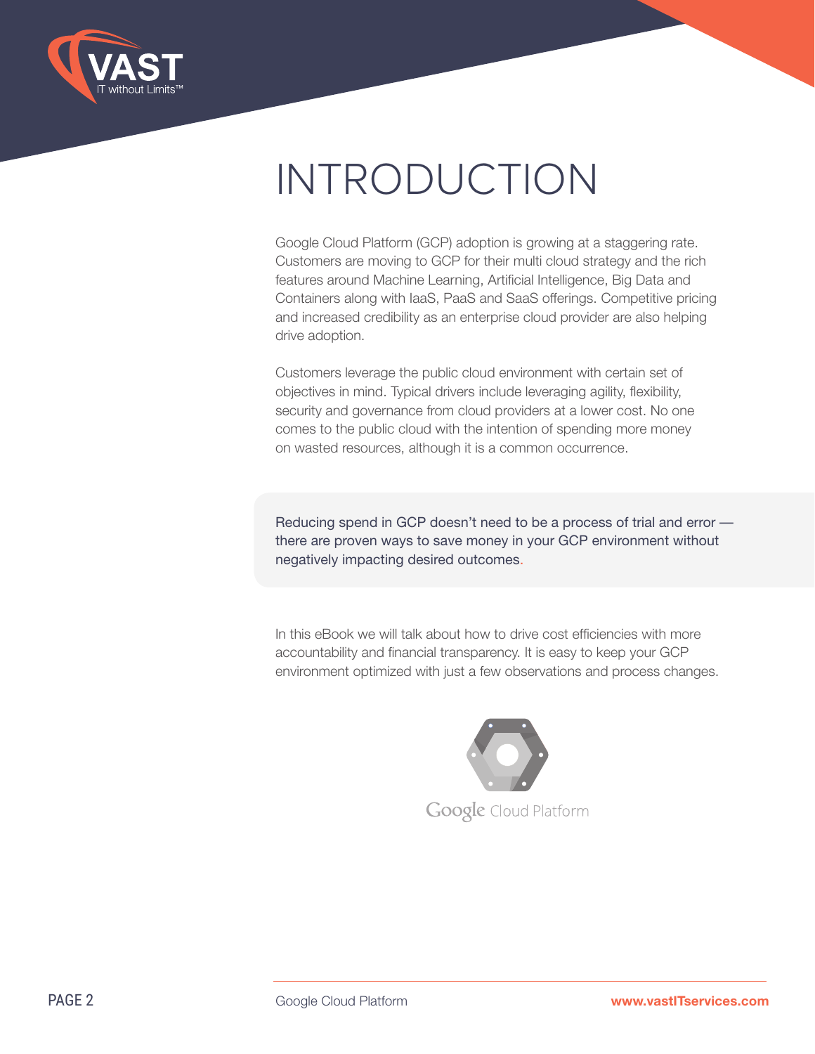# INTRODUCTION

Google Cloud Platform (GCP) adoption is growing at a staggering rate. Customers are moving to GCP for their multi cloud strategy and the rich features around Machine Learning, Artificial Intelligence, Big Data and Containers along with IaaS, PaaS and SaaS offerings. Competitive pricing and increased credibility as an enterprise cloud provider are also helping drive adoption.

Customers leverage the public cloud environment with certain set of objectives in mind. Typical drivers include leveraging agility, flexibility, security and governance from cloud providers at a lower cost. No one comes to the public cloud with the intention of spending more money on wasted resources, although it is a common occurrence.

> Reducing spend in GCP doesn't need to be a process of trial and error — there are proven ways to save money in your GCP environment without negatively impacting desired outcomes.

In this eBook we will talk about how to drive cost efficiencies with more accountability and financial transparency. It is easy to keep your GCP environment optimized with just a few observations and process changes.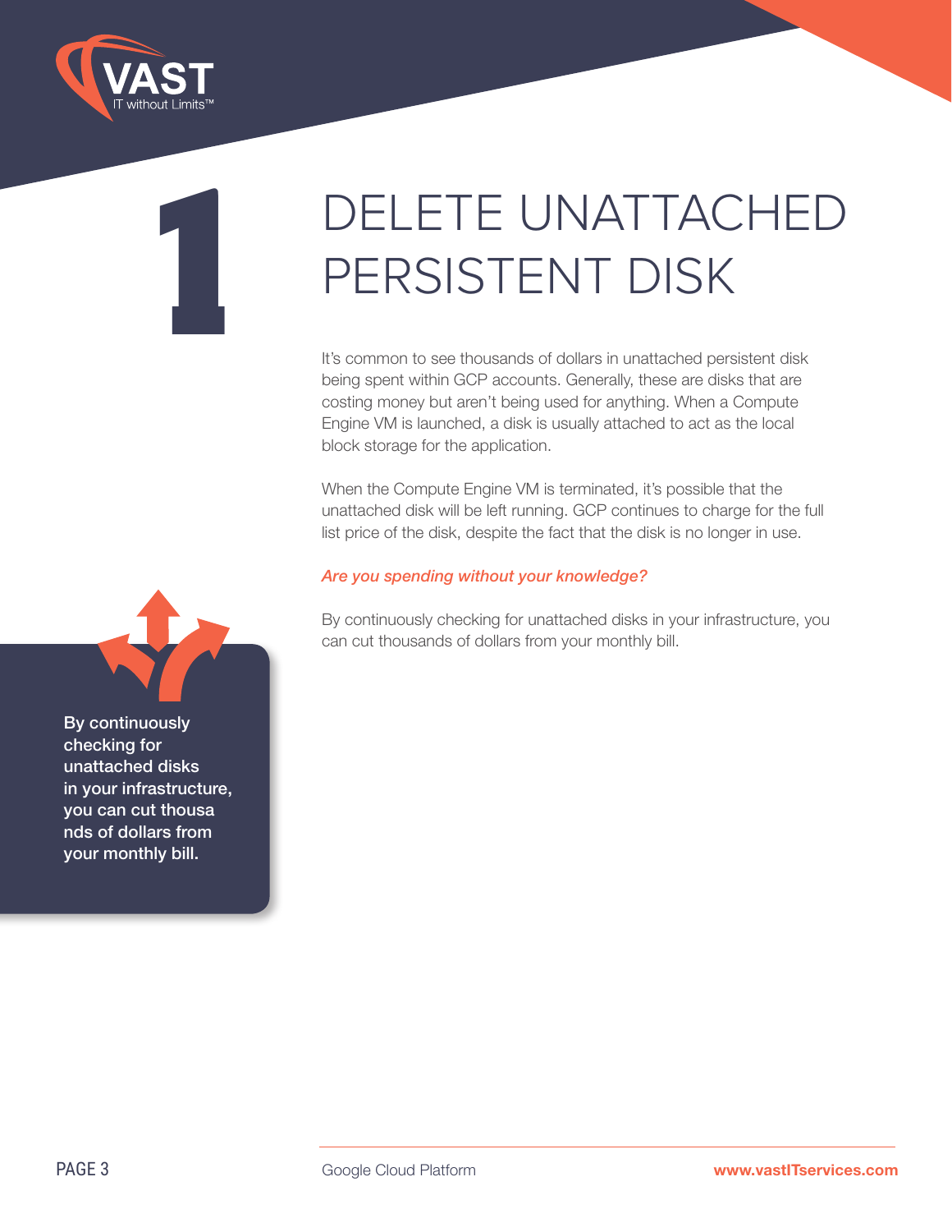# 1 DELETE UNATTACHED PERSISTENT DISK

It's common to see thousands of dollars in unattached persistent disk being spent within GCP accounts. Generally, these are disks that are costing money but aren't being used for anything. When a Compute Engine VM is launched, a disk is usually attached to act as the local block storage for the application.

When the Compute Engine VM is terminated, it's possible that the unattached disk will be left running. GCP continues to charge for the full list price of the disk, despite the fact that the disk is no longer in use.

*Are you spending without your knowledge?*

By continuously checking for unattached disks in your infrastructure, you can cut thousands of dollars from your monthly bill.

**By continuously checking for unattached disks in your infrastructure, you can cut thousands of dollars from your monthly bill.**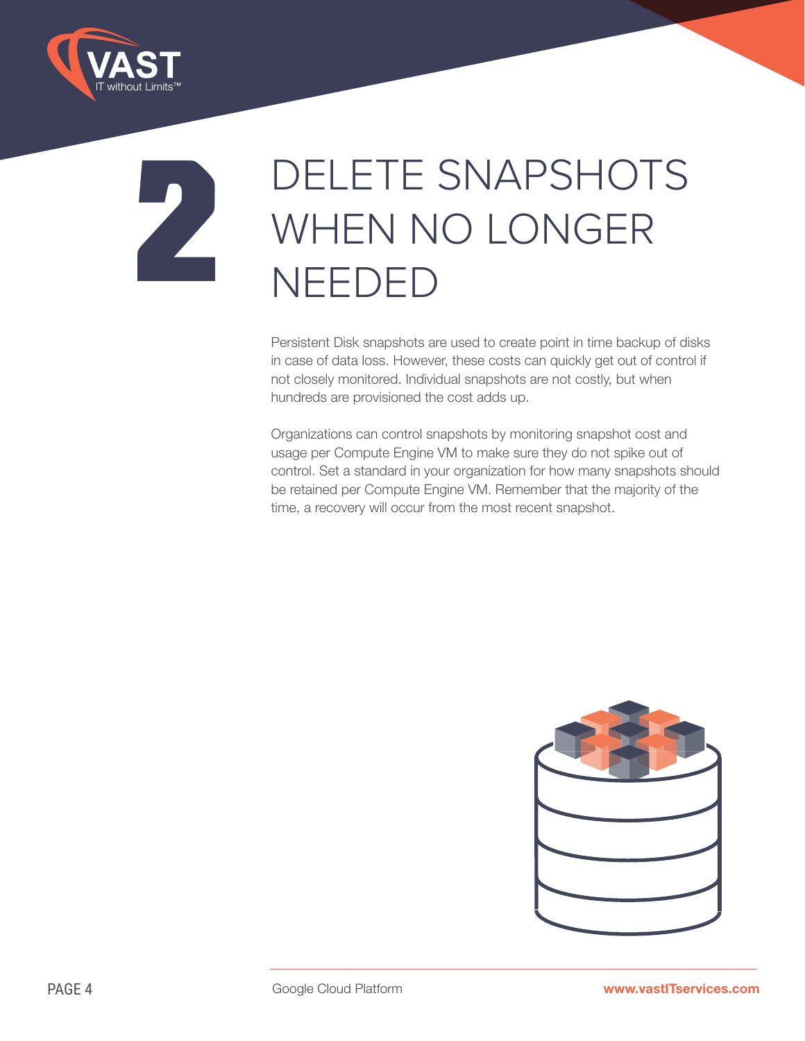# 2 DELETE SNAPSHOTS WHEN NO LONGER NEEDED

Persistent Disk snapshots are used to create point in time backup of disks in case of data loss. However, these costs can quickly get out of control if not closely monitored. Individual snapshots are not costly, but when hundreds are provisioned the cost adds up.

Organizations can control snapshots by monitoring snapshot cost and usage per Compute Engine VM to make sure they do not spike out of control. Set a standard in your organization for how many snapshots should be retained per Compute Engine VM. Remember that the majority of the time, a recovery will occur from the most recent snapshot.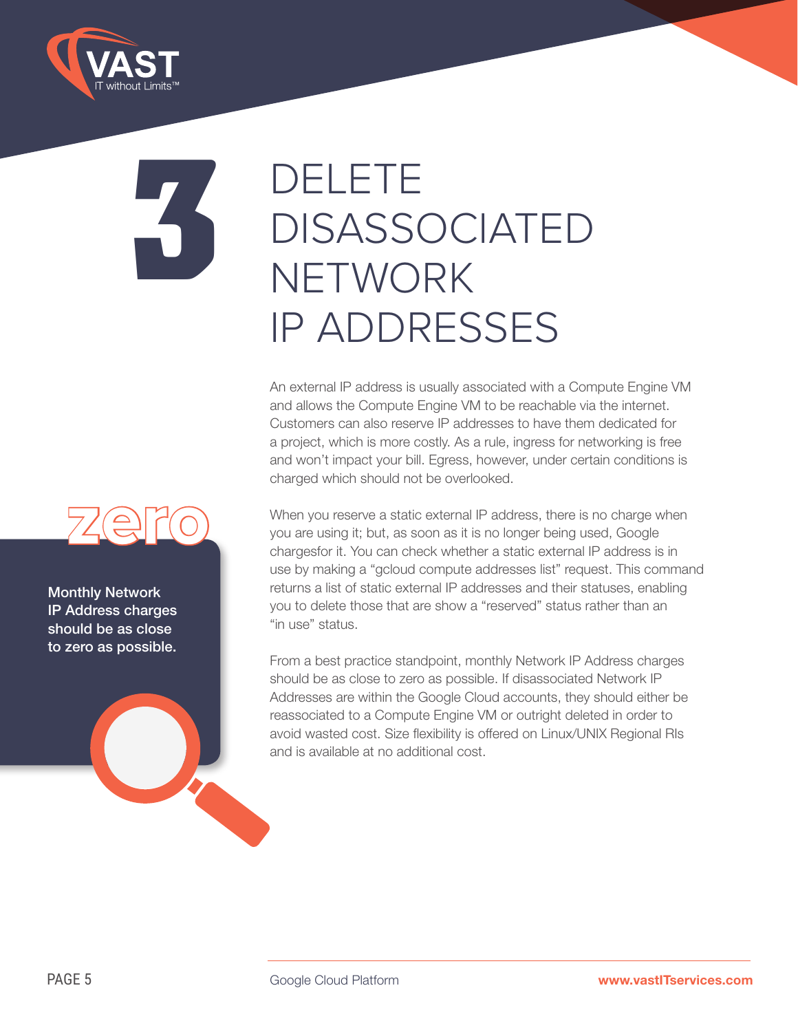# 3 DELETE DISASSOCIATED NETWORK IP ADDRESSES

**zero**

**Monthly Network IP Address charges should be as close to zero as possible.**

An external IP address is usually associated with a Compute Engine VM and allows the Compute Engine VM to be reachable via the internet. Customers can also reserve IP addresses to have them dedicated for a project, which is more costly. As a rule, ingress for networking is free and won't impact your bill. Egress, however, under certain conditions is charged which should not be overlooked.

When you reserve a static external IP address, there is no charge when you are using it; but, as soon as it is no longer being used, Google chargesfor it. You can check whether a static external IP address is in use by making a "gcloud compute addresses list" request. This command returns a list of static external IP addresses and their statuses, enabling you to delete those that are show a "reserved" status rather than an "in use" status.

From a best practice standpoint, monthly Network IP Address charges should be as close to zero as possible. If disassociated Network IP Addresses are within the Google Cloud accounts, they should either be reassociated to a Compute Engine VM or outright deleted in order to avoid wasted cost. Size flexibility is offered on Linux/UNIX Regional RIs and is available at no additional cost.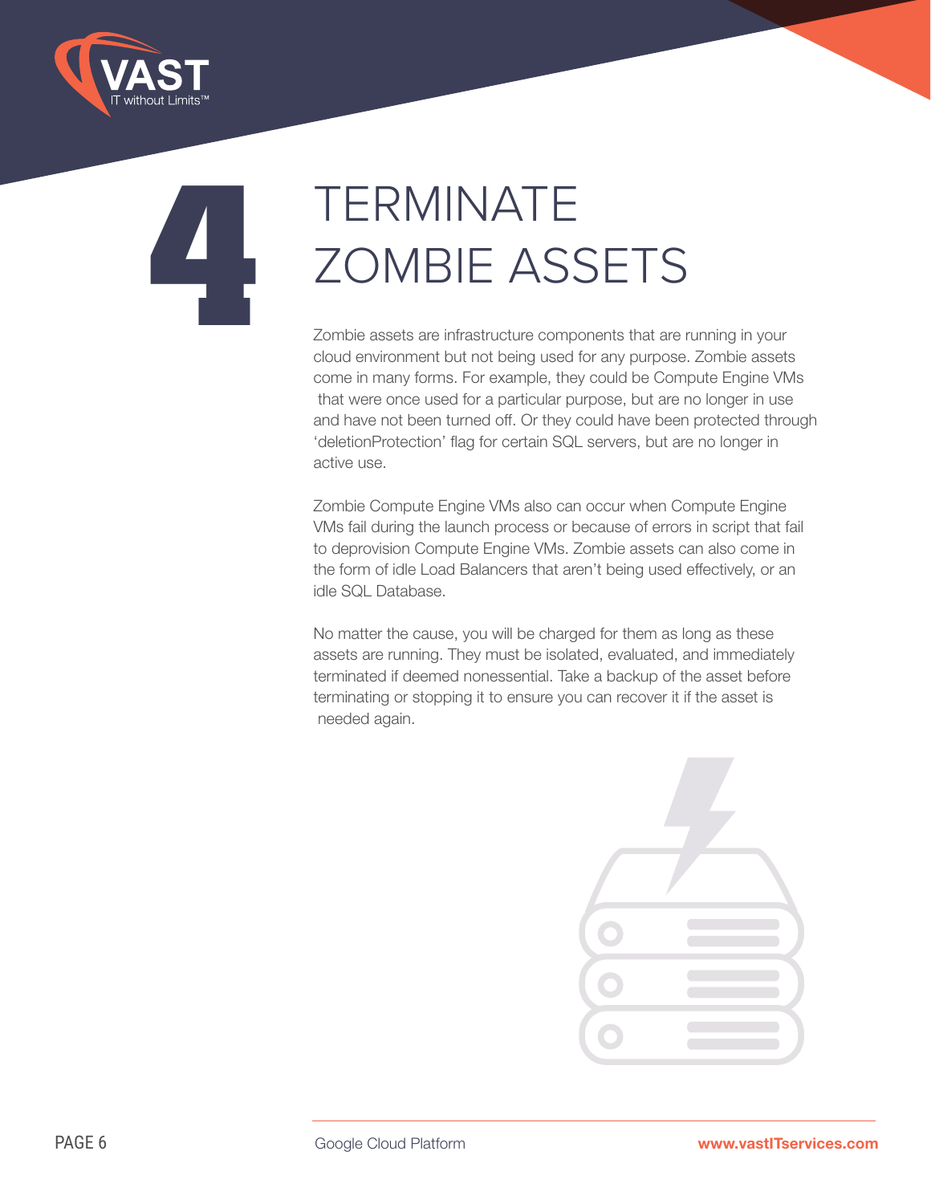# 4 TERMINATE ZOMBIE ASSETS

Zombie assets are infrastructure components that are running in your cloud environment but not being used for any purpose. Zombie assets come in many forms. For example, they could be Compute Engine VMs that were once used for a particular purpose, but are no longer in use and have not been turned off. Or they could have been protected through 'deletionProtection' flag for certain SQL servers, but are no longer in active use.

Zombie Compute Engine VMs also can occur when Compute Engine VMs fail during the launch process or because of errors in script that fail to deprovision Compute Engine VMs. Zombie assets can also come in the form of idle Load Balancers that aren't being used effectively, or an idle SQL Database.

No matter the cause, you will be charged for them as long as these assets are running. They must be isolated, evaluated, and immediately terminated if deemed nonessential. Take a backup of the asset before terminating or stopping it to ensure you can recover it if the asset is needed again.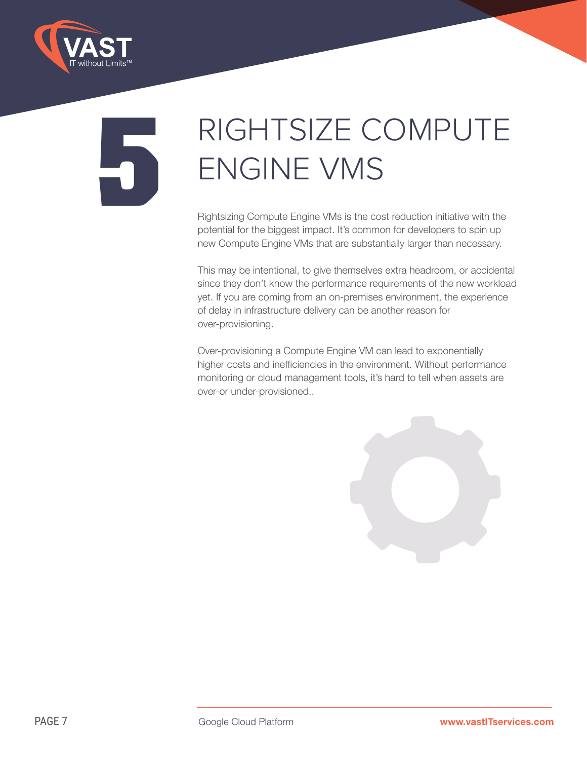# 5 RIGHTSIZE COMPUTE ENGINE VMS

Rightsizing Compute Engine VMs is the cost reduction initiative with the potential for the biggest impact. It's common for developers to spin up new Compute Engine VMs that are substantially larger than necessary.

This may be intentional, to give themselves extra headroom, or accidental since they don't know the performance requirements of the new workload yet. If you are coming from an on-premises environment, the experience of delay in infrastructure delivery can be another reason for over-provisioning.

Over-provisioning a Compute Engine VM can lead to exponentially higher costs and inefficiencies in the environment. Without performance monitoring or cloud management tools, it's hard to tell when assets are over-or under-provisioned..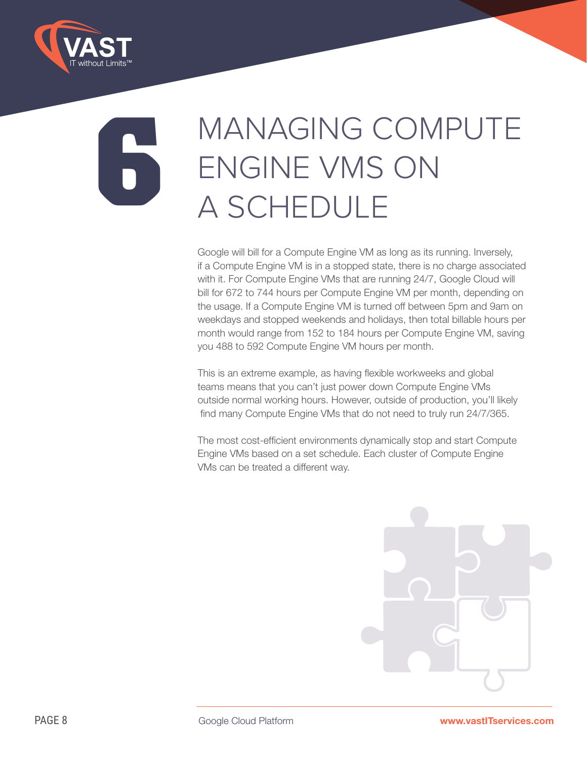# 6 MANAGING COMPUTE ENGINE VMS ON A SCHEDULE

Google will bill for a Compute Engine VM as long as its running. Inversely, if a Compute Engine VM is in a stopped state, there is no charge associated with it. For Compute Engine VMs that are running 24/7, Google Cloud will bill for 672 to 744 hours per Compute Engine VM per month, depending on the usage. If a Compute Engine VM is turned off between 5pm and 9am on weekdays and stopped weekends and holidays, then total billable hours per month would range from 152 to 184 hours per Compute Engine VM, saving you 488 to 592 Compute Engine VM hours per month.

This is an extreme example, as having flexible workweeks and global teams means that you can't just power down Compute Engine VMs outside normal working hours. However, outside of production, you'll likely find many Compute Engine VMs that do not need to truly run 24/7/365.

The most cost-efficient environments dynamically stop and start Compute Engine VMs based on a set schedule. Each cluster of Compute Engine VMs can be treated a different way.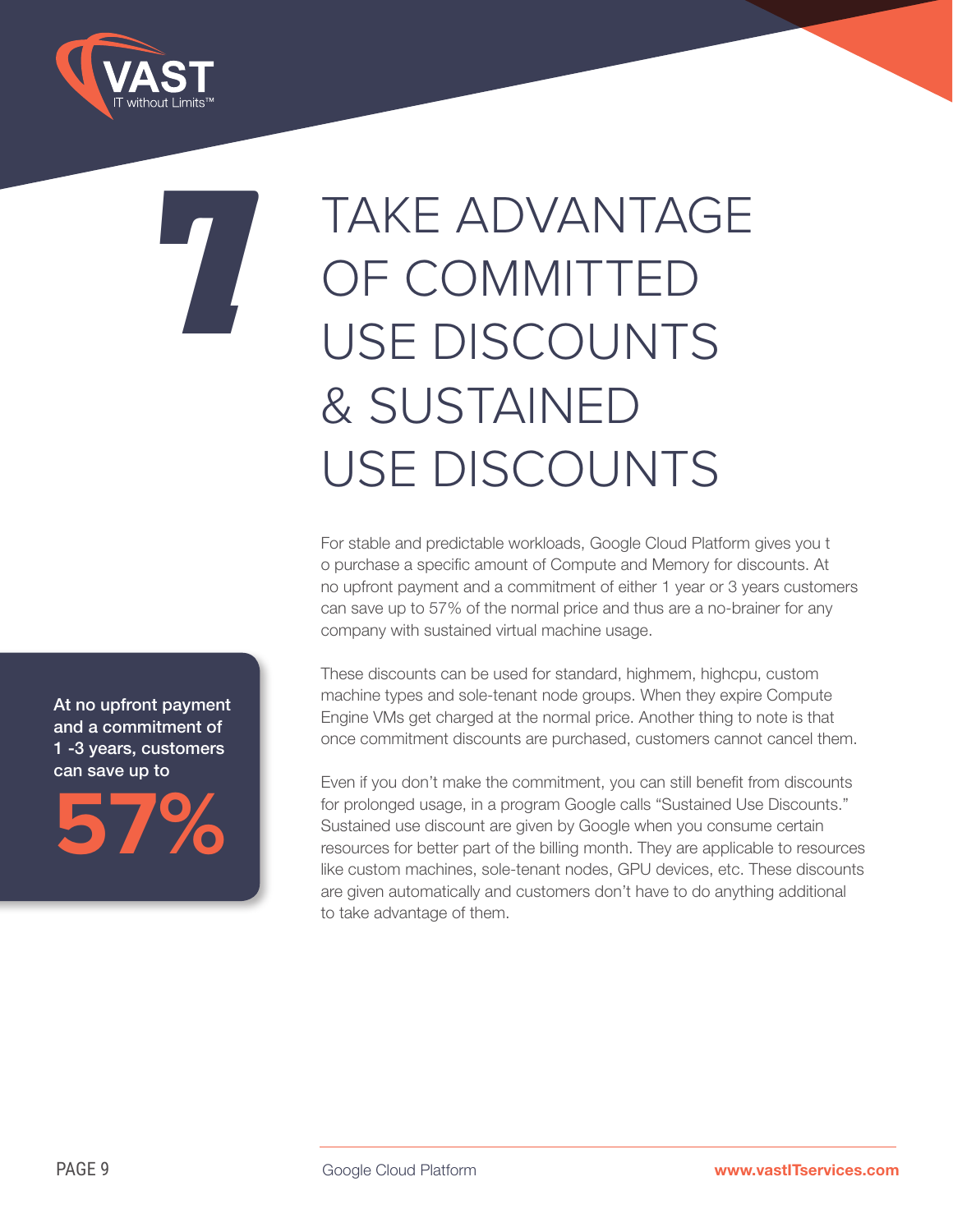# 7 TAKE ADVANTAGE OF COMMITTED USE DISCOUNTS & SUSTAINED USE DISCOUNTS

For stable and predictable workloads, Google Cloud Platform gives you t o purchase a specific amount of Compute and Memory for discounts. At no upfront payment and a commitment of either 1 year or 3 years customers can save up to 57% of the normal price and thus are a no-brainer for any company with sustained virtual machine usage.

**At no upfront payment and a commitment of 1 -3 years, customers can save up to**

**57%**

These discounts can be used for standard, highmem, highcpu, custom machine types and sole-tenant node groups. When they expire Compute Engine VMs get charged at the normal price. Another thing to note is that once commitment discounts are purchased, customers cannot cancel them.

Even if you don't make the commitment, you can still benefit from discounts for prolonged usage, in a program Google calls "Sustained Use Discounts." Sustained use discount are given by Google when you consume certain resources for better part of the billing month. They are applicable to resources like custom machines, sole-tenant nodes, GPU devices, etc. These discounts are given automatically and customers don't have to do anything additional to take advantage of them.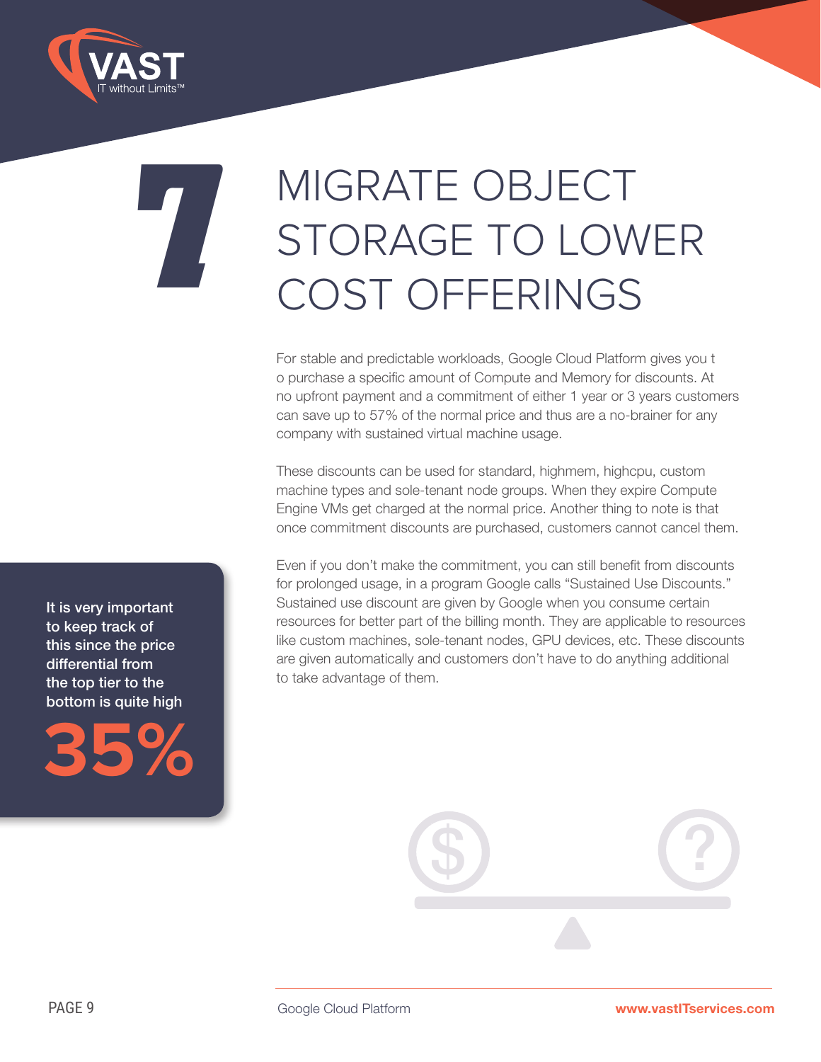# 7 MIGRATE OBJECT STORAGE TO LOWER COST OFFERINGS

For stable and predictable workloads, Google Cloud Platform gives you t o purchase a specific amount of Compute and Memory for discounts. At no upfront payment and a commitment of either 1 year or 3 years customers can save up to 57% of the normal price and thus are a no-brainer for any company with sustained virtual machine usage.

These discounts can be used for standard, highmem, highcpu, custom machine types and sole-tenant node groups. When they expire Compute Engine VMs get charged at the normal price. Another thing to note is that once commitment discounts are purchased, customers cannot cancel them.

Even if you don't make the commitment, you can still benefit from discounts for prolonged usage, in a program Google calls "Sustained Use Discounts." Sustained use discount are given by Google when you consume certain resources for better part of the billing month. They are applicable to resources like custom machines, sole-tenant nodes, GPU devices, etc. These discounts are given automatically and customers don't have to do anything additional to take advantage of them.

**It is very important to keep track of this since the price differential from the top tier to the bottom is quite high**

**35%**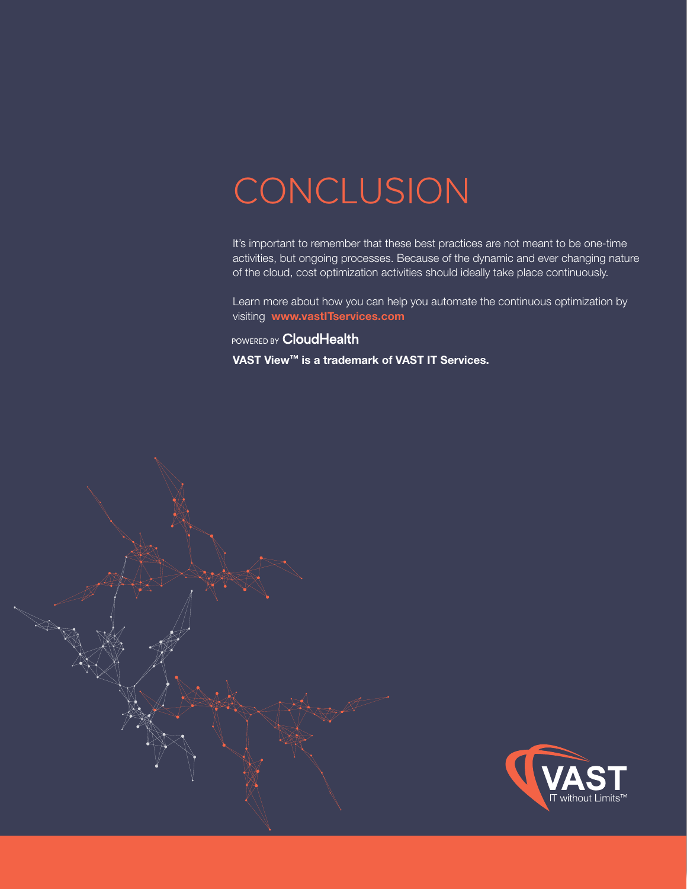# CONCLUSION

It's important to remember that these best practices are not meant to be one-time activities, but ongoing processes. Because of the dynamic and ever changing nature of the cloud, cost optimization activities should ideally take place continuously.

Learn more about how you can help you automate the continuous optimization by visiting **www.vastITservices.com**

POWERED BY CloudHealth

**VAST View™ is a trademark of VAST IT Services.**

VAST
IT without Limits™